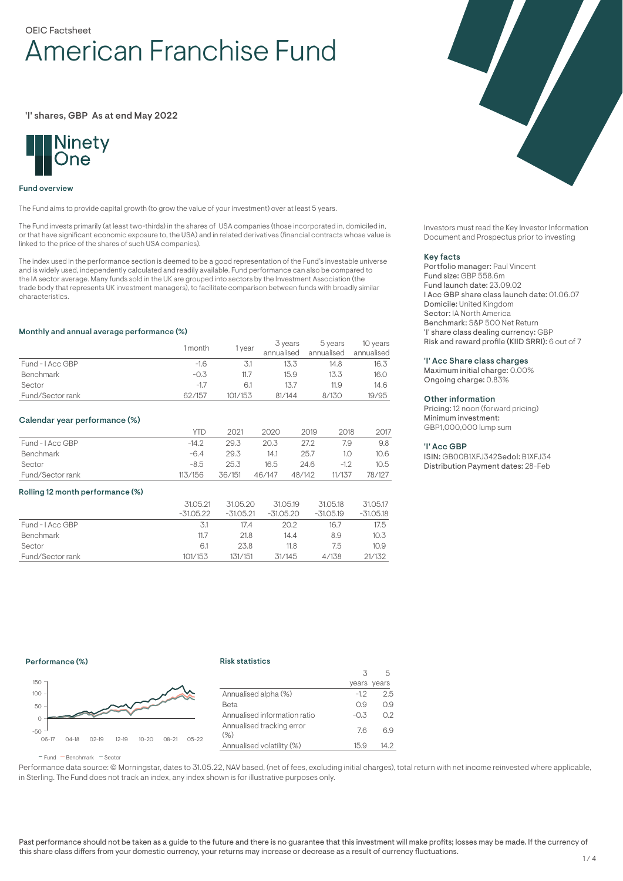OEIC Factsheet

# American Franchise Fund

'I' shares, GBP As at end May 2022

Ninety One

### Fund overview

The Fund aims to provide capital growth (to grow the value of your investment) over at least 5 years.

The Fund invests primarily (at least two-thirds) in the shares of USA companies (those incorporated in, domiciled in, or that have significant economic exposure to, the USA) and in related derivatives (financial contracts whose value is linked to the price of the shares of such USA companies).

The index used in the performance section is deemed to be a good representation of the Fund's investable universe and is widely used, independently calculated and readily available. Fund performance can also be compared to the IA sector average. Many funds sold in the UK are grouped into sectors by the Investment Association (the trade body that represents UK investment managers), to facilitate comparison between funds with broadly similar characteristics.

### Monthly and annual average performance (%)

| | 1 month | 1 year | 3 years annualised | 5 years annualised | 10 years annualised |
|---|---|---|---|---|---|
| Fund - I Acc GBP | -1.6 | 3.1 | 13.3 | 14.8 | 16.3 |
| Benchmark | -0.3 | 11.7 | 15.9 | 13.3 | 16.0 |
| Sector | -1.7 | 6.1 | 13.7 | 11.9 | 14.6 |
| Fund/Sector rank | 62/157 | 101/153 | 81/144 | 8/130 | 19/95 |

### Calendar year performance (%)

| | YTD | 2021 | 2020 | 2019 | 2018 | 2017 |
|---|---|---|---|---|---|---|
| Fund - I Acc GBP | -14.2 | 29.3 | 20.3 | 27.2 | 7.9 | 9.8 |
| Benchmark | -6.4 | 29.3 | 14.1 | 25.7 | 1.0 | 10.6 |
| Sector | -8.5 | 25.3 | 16.5 | 24.6 | -1.2 | 10.5 |
| Fund/Sector rank | 113/156 | 36/151 | 46/147 | 48/142 | 11/137 | 78/127 |

### Rolling 12 month performance (%)

| | 31.05.21 -31.05.22 | 31.05.20 -31.05.21 | 31.05.19 -31.05.20 | 31.05.18 -31.05.19 | 31.05.17 -31.05.18 |
|---|---|---|---|---|---|
| Fund - I Acc GBP | 3.1 | 17.4 | 20.2 | 16.7 | 17.5 |
| Benchmark | 11.7 | 21.8 | 14.4 | 8.9 | 10.3 |
| Sector | 6.1 | 23.8 | 11.8 | 7.5 | 10.9 |
| Fund/Sector rank | 101/153 | 131/151 | 31/145 | 4/138 | 21/132 |

### Performance (%)

— Fund — Benchmark — Sector

### Risk statistics

| | 3 years | 5 years |
|---|---|---|
| Annualised alpha (%) | -1.2 | 2.5 |
| Beta | 0.9 | 0.9 |
| Annualised information ratio | -0.3 | 0.2 |
| Annualised tracking error (%) | 7.6 | 6.9 |
| Annualised volatility (%) | 15.9 | 14.2 |

Performance data source: © Morningstar, dates to 31.05.22, NAV based, (net of fees, excluding initial charges), total return with net income reinvested where applicable, in Sterling. The Fund does not track an index, any index shown is for illustrative purposes only.

Investors must read the Key Investor Information Document and Prospectus prior to investing

### Key facts

Portfolio manager: Paul Vincent
Fund size: GBP 558.6m
Fund launch date: 23.09.02
I Acc GBP share class launch date: 01.06.07
Domicile: United Kingdom
Sector: IA North America
Benchmark: S&P 500 Net Return
'I' share class dealing currency: GBP
Risk and reward profile (KIID SRRI): 6 out of 7

### 'I' Acc Share class charges

Maximum initial charge: 0.00%
Ongoing charge: 0.83%

### Other information

Pricing: 12 noon (forward pricing)
Minimum investment:
GBP1,000,000 lump sum

### 'I' Acc GBP

ISIN: GB00B1XFJ342Sedol: B1XFJ34
Distribution Payment dates: 28-Feb

Past performance should not be taken as a guide to the future and there is no guarantee that this investment will make profits; losses may be made. If the currency of this share class differs from your domestic currency, your returns may increase or decrease as a result of currency fluctuations.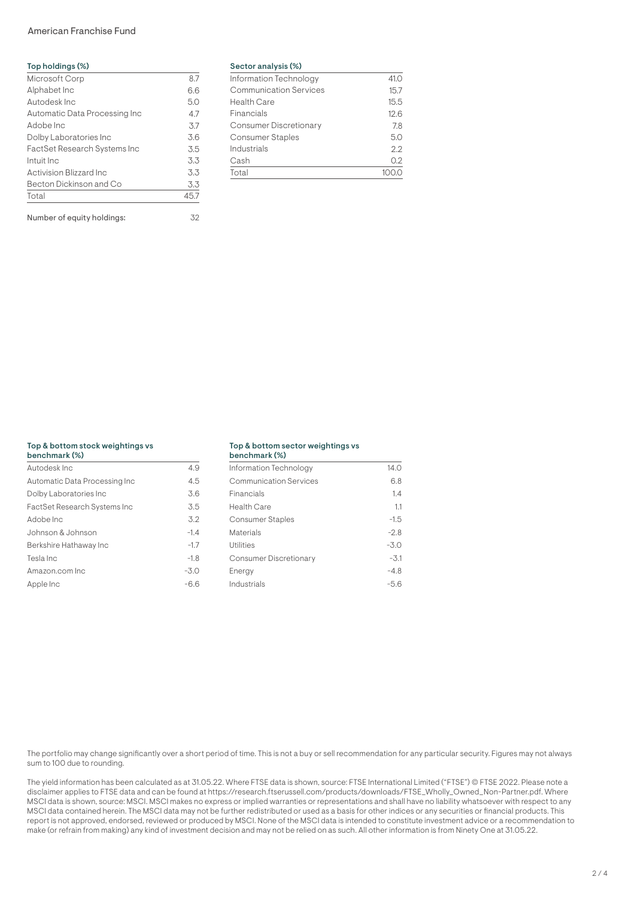## Top holdings (%)

| Holding | % |
| --- | --- |
| Microsoft Corp | 8.7 |
| Alphabet Inc | 6.6 |
| Autodesk Inc | 5.0 |
| Automatic Data Processing Inc | 4.7 |
| Adobe Inc | 3.7 |
| Dolby Laboratories Inc | 3.6 |
| FactSet Research Systems Inc | 3.5 |
| Intuit Inc | 3.3 |
| Activision Blizzard Inc | 3.3 |
| Becton Dickinson and Co | 3.3 |
| Total | 45.7 |

Number of equity holdings: 32

## Sector analysis (%)

| Sector | % |
| --- | --- |
| Information Technology | 41.0 |
| Communication Services | 15.7 |
| Health Care | 15.5 |
| Financials | 12.6 |
| Consumer Discretionary | 7.8 |
| Consumer Staples | 5.0 |
| Industrials | 2.2 |
| Cash | 0.2 |
| Total | 100.0 |

## Top & bottom stock weightings vs benchmark (%)

| Stock | % |
| --- | --- |
| Autodesk Inc | 4.9 |
| Automatic Data Processing Inc | 4.5 |
| Dolby Laboratories Inc | 3.6 |
| FactSet Research Systems Inc | 3.5 |
| Adobe Inc | 3.2 |
| Johnson & Johnson | -1.4 |
| Berkshire Hathaway Inc | -1.7 |
| Tesla Inc | -1.8 |
| Amazon.com Inc | -3.0 |
| Apple Inc | -6.6 |

## Top & bottom sector weightings vs benchmark (%)

| Sector | % |
| --- | --- |
| Information Technology | 14.0 |
| Communication Services | 6.8 |
| Financials | 1.4 |
| Health Care | 1.1 |
| Consumer Staples | -1.5 |
| Materials | -2.8 |
| Utilities | -3.0 |
| Consumer Discretionary | -3.1 |
| Energy | -4.8 |
| Industrials | -5.6 |

The portfolio may change significantly over a short period of time. This is not a buy or sell recommendation for any particular security. Figures may not always sum to 100 due to rounding.

The yield information has been calculated as at 31.05.22. Where FTSE data is shown, source: FTSE International Limited ("FTSE") © FTSE 2022. Please note a disclaimer applies to FTSE data and can be found at https://research.ftserussell.com/products/downloads/FTSE_Wholly_Owned_Non-Partner.pdf. Where MSCI data is shown, source: MSCI. MSCI makes no express or implied warranties or representations and shall have no liability whatsoever with respect to any MSCI data contained herein. The MSCI data may not be further redistributed or used as a basis for other indices or any securities or financial products. This report is not approved, endorsed, reviewed or produced by MSCI. None of the MSCI data is intended to constitute investment advice or a recommendation to make (or refrain from making) any kind of investment decision and may not be relied on as such. All other information is from Ninety One at 31.05.22.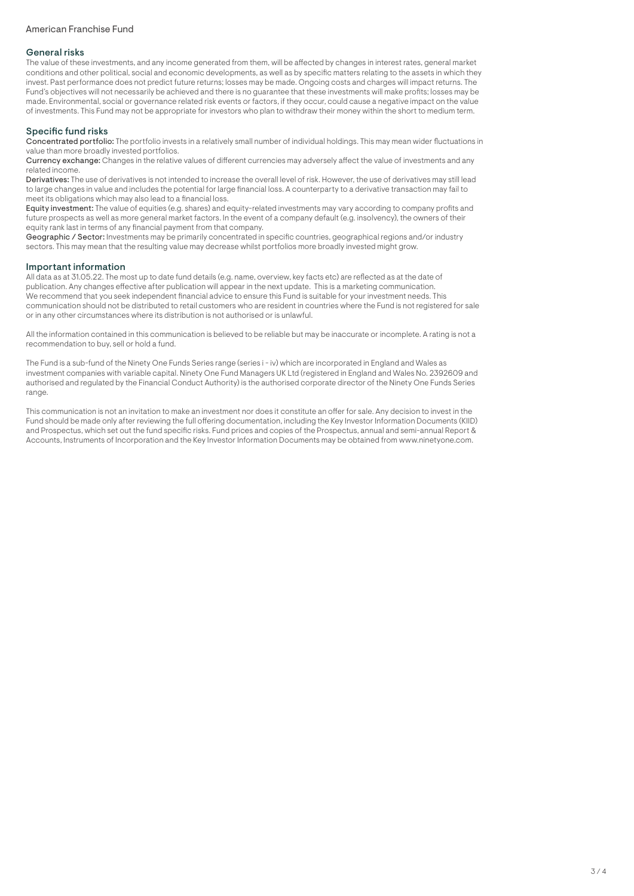## General risks

The value of these investments, and any income generated from them, will be affected by changes in interest rates, general market conditions and other political, social and economic developments, as well as by specific matters relating to the assets in which they invest. Past performance does not predict future returns; losses may be made. Ongoing costs and charges will impact returns. The Fund's objectives will not necessarily be achieved and there is no guarantee that these investments will make profits; losses may be made. Environmental, social or governance related risk events or factors, if they occur, could cause a negative impact on the value of investments. This Fund may not be appropriate for investors who plan to withdraw their money within the short to medium term.

## Specific fund risks

**Concentrated portfolio:** The portfolio invests in a relatively small number of individual holdings. This may mean wider fluctuations in value than more broadly invested portfolios.

**Currency exchange:** Changes in the relative values of different currencies may adversely affect the value of investments and any related income.

**Derivatives:** The use of derivatives is not intended to increase the overall level of risk. However, the use of derivatives may still lead to large changes in value and includes the potential for large financial loss. A counterparty to a derivative transaction may fail to meet its obligations which may also lead to a financial loss.

**Equity investment:** The value of equities (e.g. shares) and equity-related investments may vary according to company profits and future prospects as well as more general market factors. In the event of a company default (e.g. insolvency), the owners of their equity rank last in terms of any financial payment from that company.

**Geographic / Sector:** Investments may be primarily concentrated in specific countries, geographical regions and/or industry sectors. This may mean that the resulting value may decrease whilst portfolios more broadly invested might grow.

## Important information

All data as at 31.05.22. The most up to date fund details (e.g. name, overview, key facts etc) are reflected as at the date of publication. Any changes effective after publication will appear in the next update. This is a marketing communication. We recommend that you seek independent financial advice to ensure this Fund is suitable for your investment needs. This communication should not be distributed to retail customers who are resident in countries where the Fund is not registered for sale or in any other circumstances where its distribution is not authorised or is unlawful.

All the information contained in this communication is believed to be reliable but may be inaccurate or incomplete. A rating is not a recommendation to buy, sell or hold a fund.

The Fund is a sub-fund of the Ninety One Funds Series range (series i - iv) which are incorporated in England and Wales as investment companies with variable capital. Ninety One Fund Managers UK Ltd (registered in England and Wales No. 2392609 and authorised and regulated by the Financial Conduct Authority) is the authorised corporate director of the Ninety One Funds Series range.

This communication is not an invitation to make an investment nor does it constitute an offer for sale. Any decision to invest in the Fund should be made only after reviewing the full offering documentation, including the Key Investor Information Documents (KIID) and Prospectus, which set out the fund specific risks. Fund prices and copies of the Prospectus, annual and semi-annual Report & Accounts, Instruments of Incorporation and the Key Investor Information Documents may be obtained from www.ninetyone.com.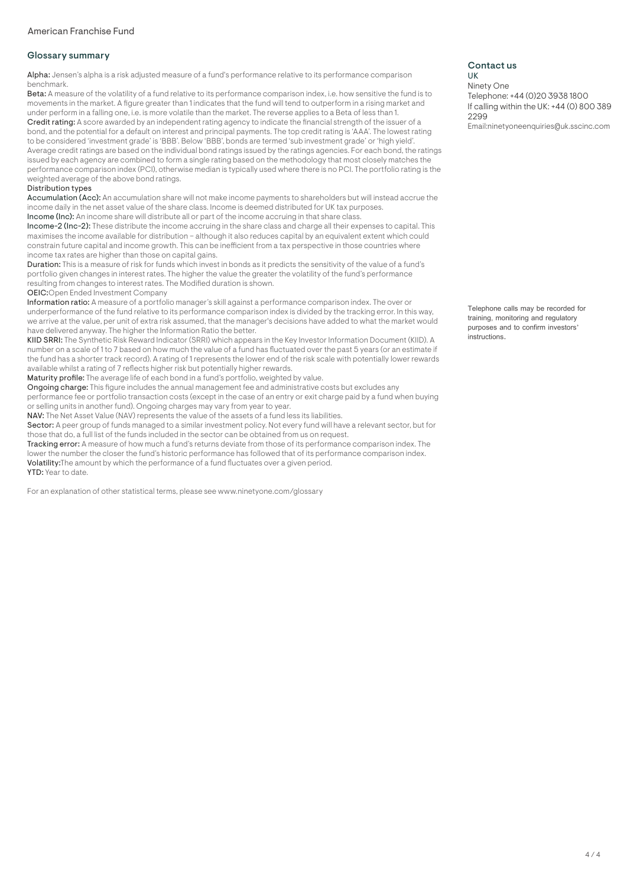## Glossary summary

**Alpha:** Jensen's alpha is a risk adjusted measure of a fund's performance relative to its performance comparison benchmark.

**Beta:** A measure of the volatility of a fund relative to its performance comparison index, i.e. how sensitive the fund is to movements in the market. A figure greater than 1 indicates that the fund will tend to outperform in a rising market and under perform in a falling one, i.e. is more volatile than the market. The reverse applies to a Beta of less than 1.

**Credit rating:** A score awarded by an independent rating agency to indicate the financial strength of the issuer of a bond, and the potential for a default on interest and principal payments. The top credit rating is 'AAA'. The lowest rating to be considered 'investment grade' is 'BBB'. Below 'BBB', bonds are termed 'sub investment grade' or 'high yield'. Average credit ratings are based on the individual bond ratings issued by the ratings agencies. For each bond, the ratings issued by each agency are combined to form a single rating based on the methodology that most closely matches the performance comparison index (PCI), otherwise median is typically used where there is no PCI. The portfolio rating is the weighted average of the above bond ratings.

**Distribution types**

**Accumulation (Acc):** An accumulation share will not make income payments to shareholders but will instead accrue the income daily in the net asset value of the share class. Income is deemed distributed for UK tax purposes.

**Income (Inc):** An income share will distribute all or part of the income accruing in that share class.

**Income-2 (Inc-2):** These distribute the income accruing in the share class and charge all their expenses to capital. This maximises the income available for distribution – although it also reduces capital by an equivalent extent which could constrain future capital and income growth. This can be inefficient from a tax perspective in those countries where income tax rates are higher than those on capital gains.

**Duration:** This is a measure of risk for funds which invest in bonds as it predicts the sensitivity of the value of a fund's portfolio given changes in interest rates. The higher the value the greater the volatility of the fund's performance resulting from changes to interest rates. The Modified duration is shown.

**OEIC:** Open Ended Investment Company

**Information ratio:** A measure of a portfolio manager's skill against a performance comparison index. The over or underperformance of the fund relative to its performance comparison index is divided by the tracking error. In this way, we arrive at the value, per unit of extra risk assumed, that the manager's decisions have added to what the market would have delivered anyway. The higher the Information Ratio the better.

**KIID SRRI:** The Synthetic Risk Reward Indicator (SRRI) which appears in the Key Investor Information Document (KIID). A number on a scale of 1 to 7 based on how much the value of a fund has fluctuated over the past 5 years (or an estimate if the fund has a shorter track record). A rating of 1 represents the lower end of the risk scale with potentially lower rewards available whilst a rating of 7 reflects higher risk but potentially higher rewards.

**Maturity profile:** The average life of each bond in a fund's portfolio, weighted by value.

**Ongoing charge:** This figure includes the annual management fee and administrative costs but excludes any performance fee or portfolio transaction costs (except in the case of an entry or exit charge paid by a fund when buying or selling units in another fund). Ongoing charges may vary from year to year.

**NAV:** The Net Asset Value (NAV) represents the value of the assets of a fund less its liabilities.

**Sector:** A peer group of funds managed to a similar investment policy. Not every fund will have a relevant sector, but for those that do, a full list of the funds included in the sector can be obtained from us on request.

**Tracking error:** A measure of how much a fund's returns deviate from those of its performance comparison index. The lower the number the closer the fund's historic performance has followed that of its performance comparison index.

**Volatility:** The amount by which the performance of a fund fluctuates over a given period.

**YTD:** Year to date.

For an explanation of other statistical terms, please see www.ninetyone.com/glossary

## Contact us

**UK**

Ninety One
Telephone: +44 (0)20 3938 1800
If calling within the UK: +44 (0) 800 389 2299
Email:ninetyoneenquiries@uk.sscinc.com

Telephone calls may be recorded for training, monitoring and regulatory purposes and to confirm investors' instructions.